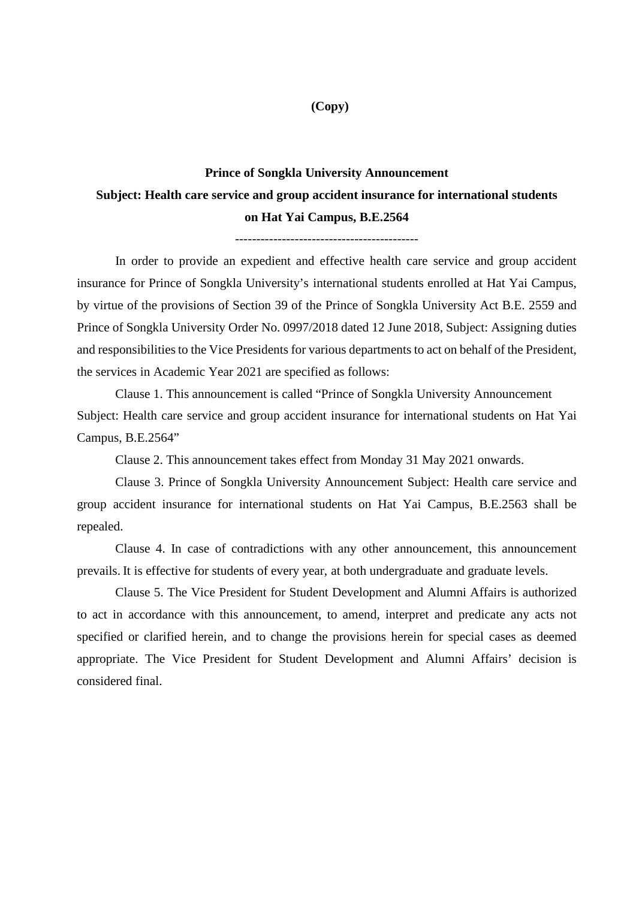**(Copy)**

# Prince of Songkla University Announcement

## Subject: Health care service and group accident insurance for international students on Hat Yai Campus, B.E.2564

-------------------------------------------

In order to provide an expedient and effective health care service and group accident insurance for Prince of Songkla University's international students enrolled at Hat Yai Campus, by virtue of the provisions of Section 39 of the Prince of Songkla University Act B.E. 2559 and Prince of Songkla University Order No. 0997/2018 dated 12 June 2018, Subject: Assigning duties and responsibilities to the Vice Presidents for various departments to act on behalf of the President, the services in Academic Year 2021 are specified as follows:

Clause 1. This announcement is called "Prince of Songkla University Announcement Subject: Health care service and group accident insurance for international students on Hat Yai Campus, B.E.2564"

Clause 2. This announcement takes effect from Monday 31 May 2021 onwards.

Clause 3. Prince of Songkla University Announcement Subject: Health care service and group accident insurance for international students on Hat Yai Campus, B.E.2563 shall be repealed.

Clause 4. In case of contradictions with any other announcement, this announcement prevails. It is effective for students of every year, at both undergraduate and graduate levels.

Clause 5. The Vice President for Student Development and Alumni Affairs is authorized to act in accordance with this announcement, to amend, interpret and predicate any acts not specified or clarified herein, and to change the provisions herein for special cases as deemed appropriate. The Vice President for Student Development and Alumni Affairs' decision is considered final.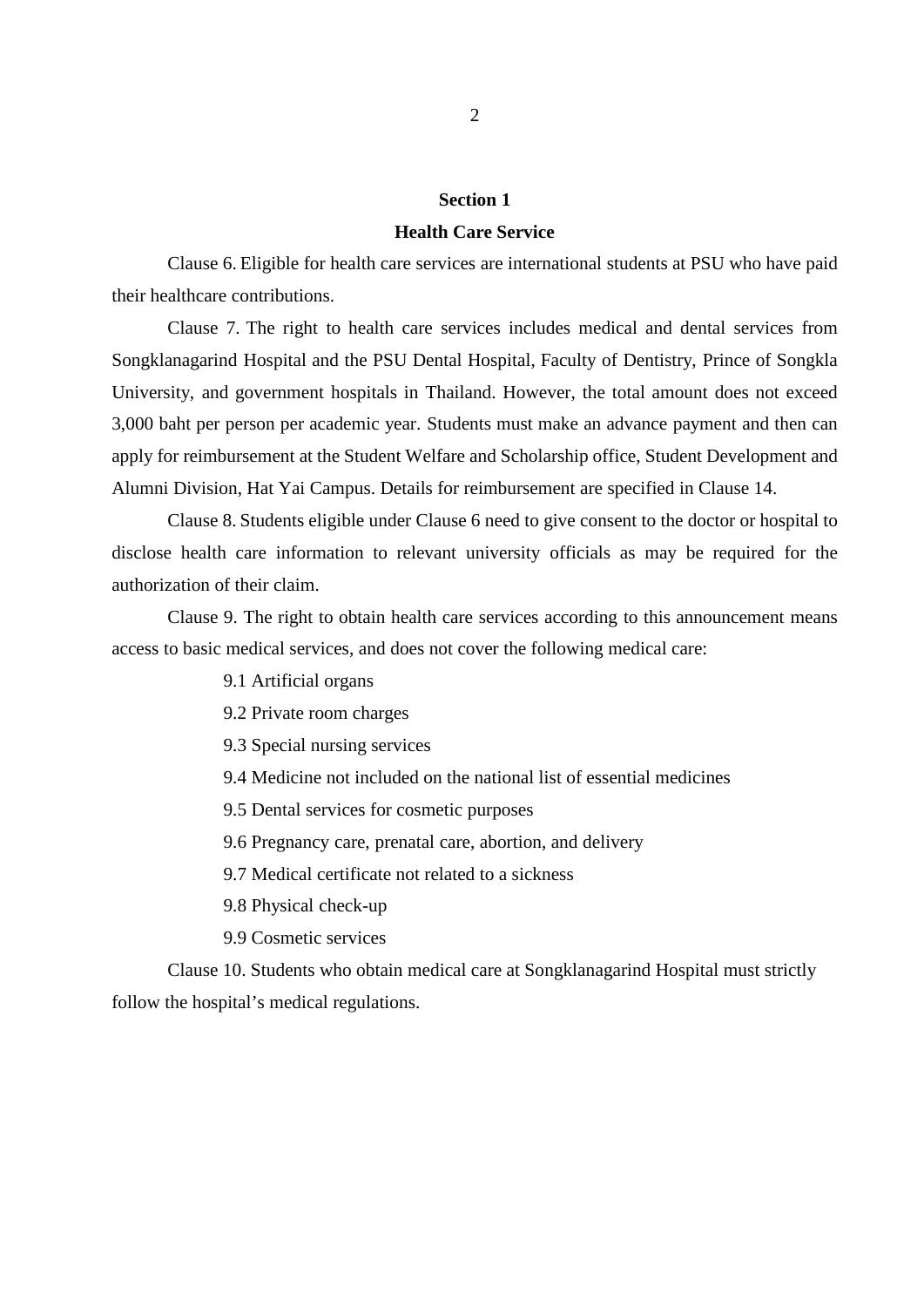## Section 1

## Health Care Service

Clause 6. Eligible for health care services are international students at PSU who have paid their healthcare contributions.

Clause 7. The right to health care services includes medical and dental services from Songklanagarind Hospital and the PSU Dental Hospital, Faculty of Dentistry, Prince of Songkla University, and government hospitals in Thailand. However, the total amount does not exceed 3,000 baht per person per academic year. Students must make an advance payment and then can apply for reimbursement at the Student Welfare and Scholarship office, Student Development and Alumni Division, Hat Yai Campus. Details for reimbursement are specified in Clause 14.

Clause 8. Students eligible under Clause 6 need to give consent to the doctor or hospital to disclose health care information to relevant university officials as may be required for the authorization of their claim.

Clause 9. The right to obtain health care services according to this announcement means access to basic medical services, and does not cover the following medical care:

9.1 Artificial organs

9.2 Private room charges

9.3 Special nursing services

9.4 Medicine not included on the national list of essential medicines

9.5 Dental services for cosmetic purposes

9.6 Pregnancy care, prenatal care, abortion, and delivery

9.7 Medical certificate not related to a sickness

9.8 Physical check-up

9.9 Cosmetic services

Clause 10. Students who obtain medical care at Songklanagarind Hospital must strictly follow the hospital's medical regulations.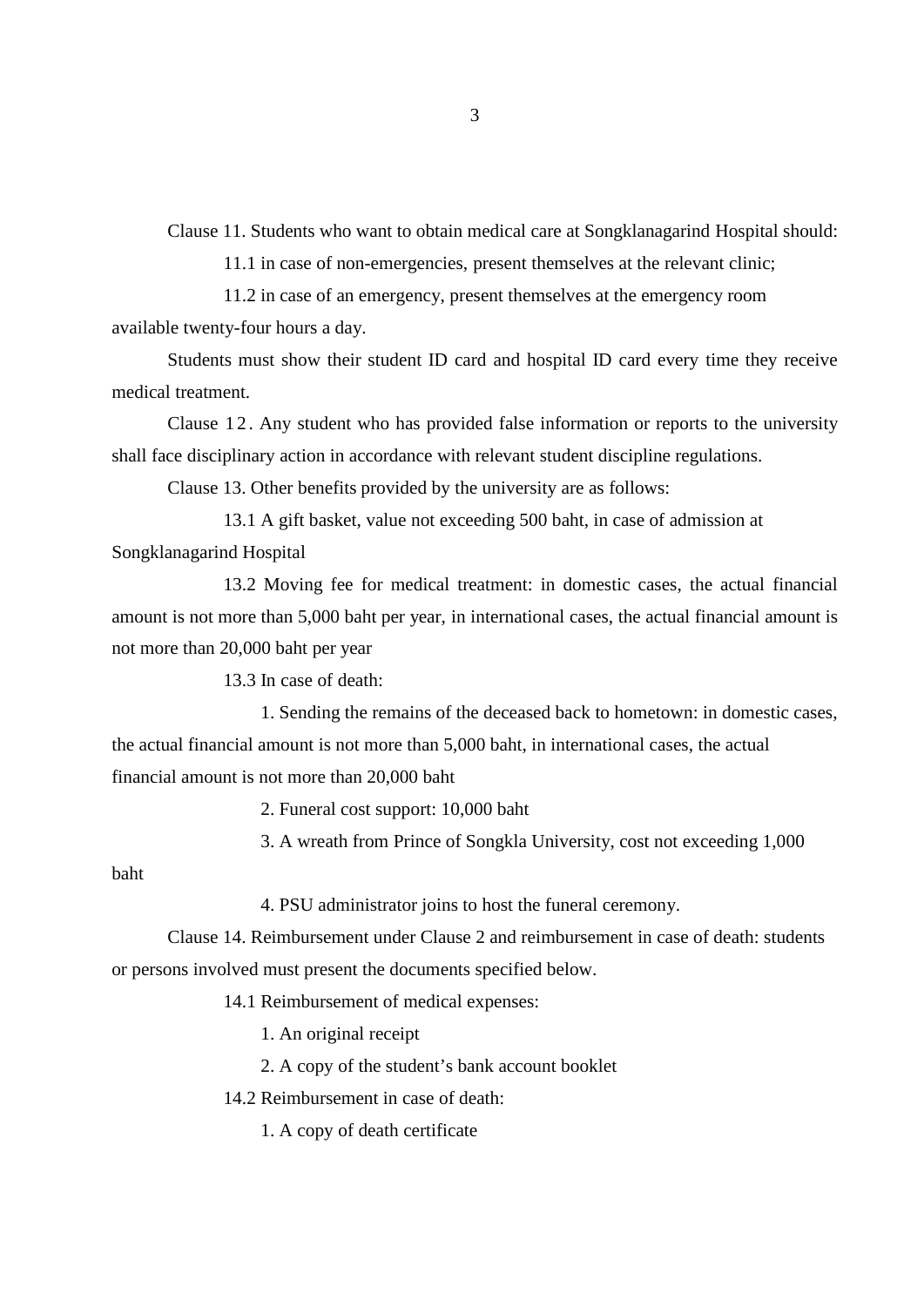Clause 11. Students who want to obtain medical care at Songklanagarind Hospital should:

11.1 in case of non-emergencies, present themselves at the relevant clinic;

11.2 in case of an emergency, present themselves at the emergency room available twenty-four hours a day.

Students must show their student ID card and hospital ID card every time they receive medical treatment.

Clause 12. Any student who has provided false information or reports to the university shall face disciplinary action in accordance with relevant student discipline regulations.

Clause 13. Other benefits provided by the university are as follows:

13.1 A gift basket, value not exceeding 500 baht, in case of admission at Songklanagarind Hospital

13.2 Moving fee for medical treatment: in domestic cases, the actual financial amount is not more than 5,000 baht per year, in international cases, the actual financial amount is not more than 20,000 baht per year

13.3 In case of death:

1. Sending the remains of the deceased back to hometown: in domestic cases, the actual financial amount is not more than 5,000 baht, in international cases, the actual financial amount is not more than 20,000 baht

2. Funeral cost support: 10,000 baht

3. A wreath from Prince of Songkla University, cost not exceeding 1,000 baht

4. PSU administrator joins to host the funeral ceremony.

Clause 14. Reimbursement under Clause 2 and reimbursement in case of death: students or persons involved must present the documents specified below.

14.1 Reimbursement of medical expenses:

1. An original receipt

2. A copy of the student's bank account booklet

14.2 Reimbursement in case of death:

1. A copy of death certificate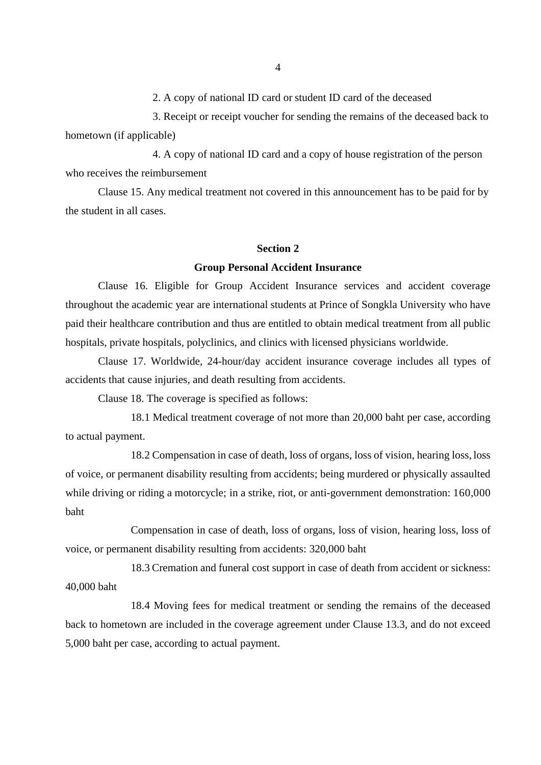2. A copy of national ID card or student ID card of the deceased

3. Receipt or receipt voucher for sending the remains of the deceased back to hometown (if applicable)

4. A copy of national ID card and a copy of house registration of the person who receives the reimbursement

Clause 15. Any medical treatment not covered in this announcement has to be paid for by the student in all cases.

## Section 2

## Group Personal Accident Insurance

Clause 16. Eligible for Group Accident Insurance services and accident coverage throughout the academic year are international students at Prince of Songkla University who have paid their healthcare contribution and thus are entitled to obtain medical treatment from all public hospitals, private hospitals, polyclinics, and clinics with licensed physicians worldwide.

Clause 17. Worldwide, 24-hour/day accident insurance coverage includes all types of accidents that cause injuries, and death resulting from accidents.

Clause 18. The coverage is specified as follows:

18.1 Medical treatment coverage of not more than 20,000 baht per case, according to actual payment.

18.2 Compensation in case of death, loss of organs, loss of vision, hearing loss, loss of voice, or permanent disability resulting from accidents; being murdered or physically assaulted while driving or riding a motorcycle; in a strike, riot, or anti-government demonstration: 160,000 baht

Compensation in case of death, loss of organs, loss of vision, hearing loss, loss of voice, or permanent disability resulting from accidents: 320,000 baht

18.3 Cremation and funeral cost support in case of death from accident or sickness: 40,000 baht

18.4 Moving fees for medical treatment or sending the remains of the deceased back to hometown are included in the coverage agreement under Clause 13.3, and do not exceed 5,000 baht per case, according to actual payment.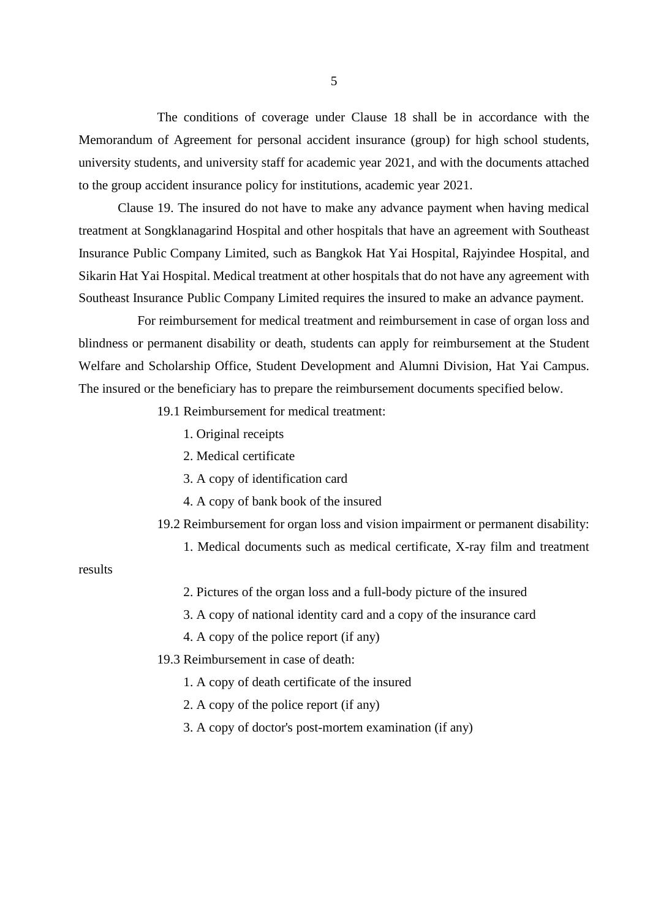The conditions of coverage under Clause 18 shall be in accordance with the Memorandum of Agreement for personal accident insurance (group) for high school students, university students, and university staff for academic year 2021, and with the documents attached to the group accident insurance policy for institutions, academic year 2021.

Clause 19. The insured do not have to make any advance payment when having medical treatment at Songklanagarind Hospital and other hospitals that have an agreement with Southeast Insurance Public Company Limited, such as Bangkok Hat Yai Hospital, Rajyindee Hospital, and Sikarin Hat Yai Hospital. Medical treatment at other hospitals that do not have any agreement with Southeast Insurance Public Company Limited requires the insured to make an advance payment.

For reimbursement for medical treatment and reimbursement in case of organ loss and blindness or permanent disability or death, students can apply for reimbursement at the Student Welfare and Scholarship Office, Student Development and Alumni Division, Hat Yai Campus. The insured or the beneficiary has to prepare the reimbursement documents specified below.

19.1 Reimbursement for medical treatment:

1. Original receipts
2. Medical certificate
3. A copy of identification card
4. A copy of bank book of the insured

19.2 Reimbursement for organ loss and vision impairment or permanent disability:

1. Medical documents such as medical certificate, X-ray film and treatment results
2. Pictures of the organ loss and a full-body picture of the insured
3. A copy of national identity card and a copy of the insurance card
4. A copy of the police report (if any)

19.3 Reimbursement in case of death:

1. A copy of death certificate of the insured
2. A copy of the police report (if any)
3. A copy of doctor's post-mortem examination (if any)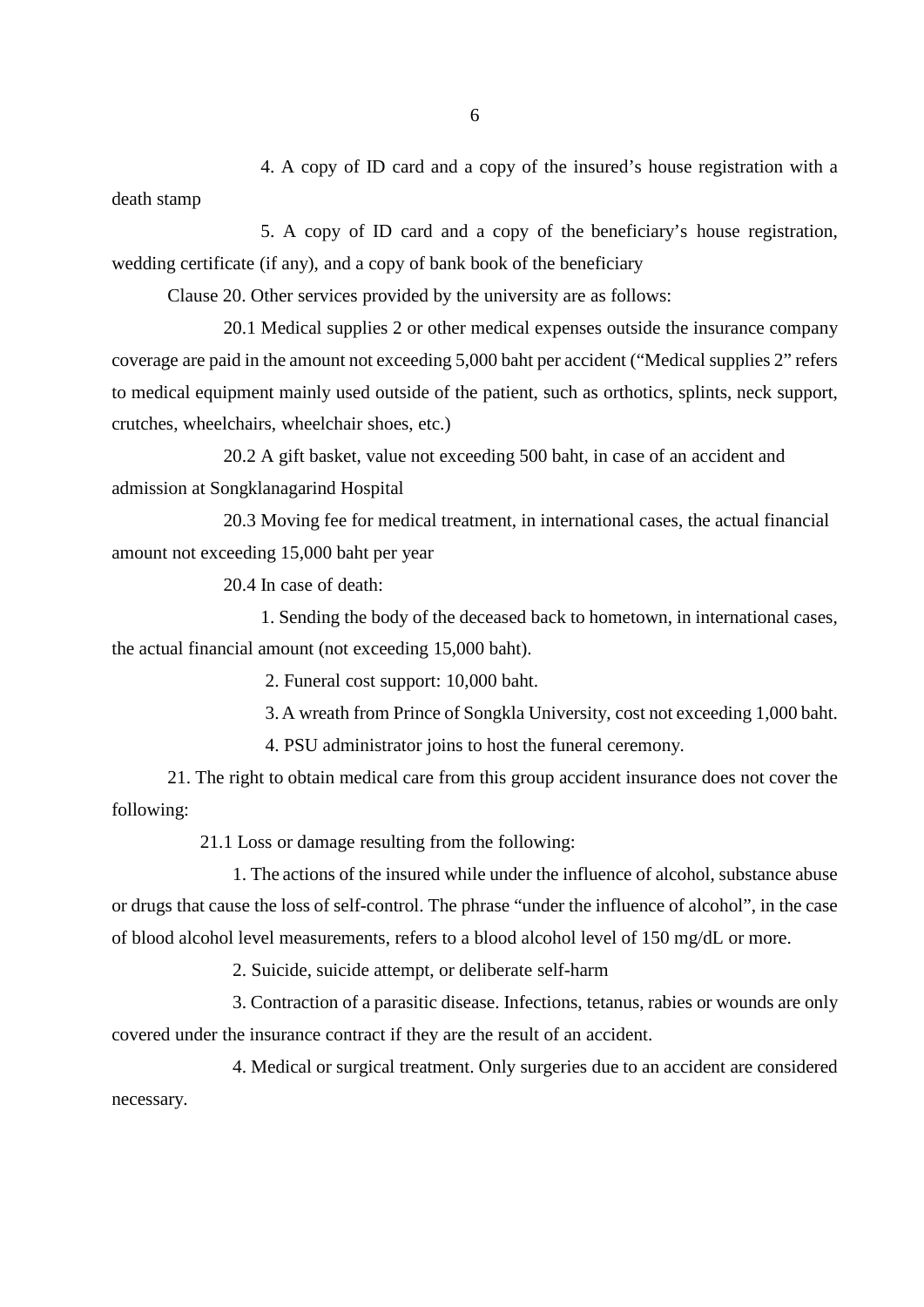4. A copy of ID card and a copy of the insured's house registration with a death stamp

5. A copy of ID card and a copy of the beneficiary's house registration, wedding certificate (if any), and a copy of bank book of the beneficiary

Clause 20. Other services provided by the university are as follows:

20.1 Medical supplies 2 or other medical expenses outside the insurance company coverage are paid in the amount not exceeding 5,000 baht per accident ("Medical supplies 2" refers to medical equipment mainly used outside of the patient, such as orthotics, splints, neck support, crutches, wheelchairs, wheelchair shoes, etc.)

20.2 A gift basket, value not exceeding 500 baht, in case of an accident and admission at Songklanagarind Hospital

20.3 Moving fee for medical treatment, in international cases, the actual financial amount not exceeding 15,000 baht per year

20.4 In case of death:

1. Sending the body of the deceased back to hometown, in international cases, the actual financial amount (not exceeding 15,000 baht).

2. Funeral cost support: 10,000 baht.

3. A wreath from Prince of Songkla University, cost not exceeding 1,000 baht.

4. PSU administrator joins to host the funeral ceremony.

21. The right to obtain medical care from this group accident insurance does not cover the following:

21.1 Loss or damage resulting from the following:

1. The actions of the insured while under the influence of alcohol, substance abuse or drugs that cause the loss of self-control. The phrase "under the influence of alcohol", in the case of blood alcohol level measurements, refers to a blood alcohol level of 150 mg/dL or more.

2. Suicide, suicide attempt, or deliberate self-harm

3. Contraction of a parasitic disease. Infections, tetanus, rabies or wounds are only covered under the insurance contract if they are the result of an accident.

4. Medical or surgical treatment. Only surgeries due to an accident are considered necessary.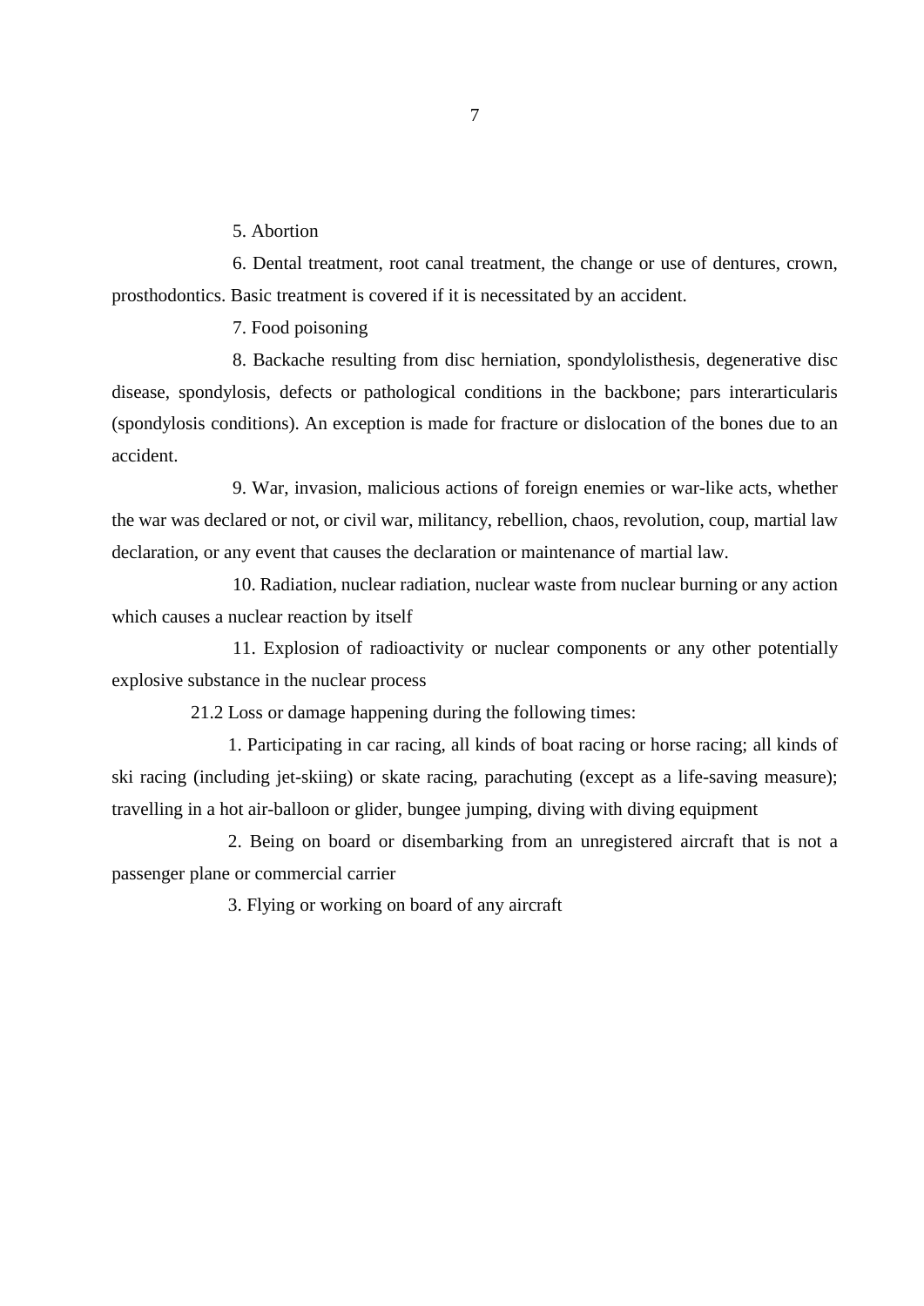5. Abortion

6. Dental treatment, root canal treatment, the change or use of dentures, crown, prosthodontics. Basic treatment is covered if it is necessitated by an accident.

7. Food poisoning

8. Backache resulting from disc herniation, spondylolisthesis, degenerative disc disease, spondylosis, defects or pathological conditions in the backbone; pars interarticularis (spondylosis conditions). An exception is made for fracture or dislocation of the bones due to an accident.

9. War, invasion, malicious actions of foreign enemies or war-like acts, whether the war was declared or not, or civil war, militancy, rebellion, chaos, revolution, coup, martial law declaration, or any event that causes the declaration or maintenance of martial law.

10. Radiation, nuclear radiation, nuclear waste from nuclear burning or any action which causes a nuclear reaction by itself

11. Explosion of radioactivity or nuclear components or any other potentially explosive substance in the nuclear process

21.2 Loss or damage happening during the following times:

1. Participating in car racing, all kinds of boat racing or horse racing; all kinds of ski racing (including jet-skiing) or skate racing, parachuting (except as a life-saving measure); travelling in a hot air-balloon or glider, bungee jumping, diving with diving equipment

2. Being on board or disembarking from an unregistered aircraft that is not a passenger plane or commercial carrier

3. Flying or working on board of any aircraft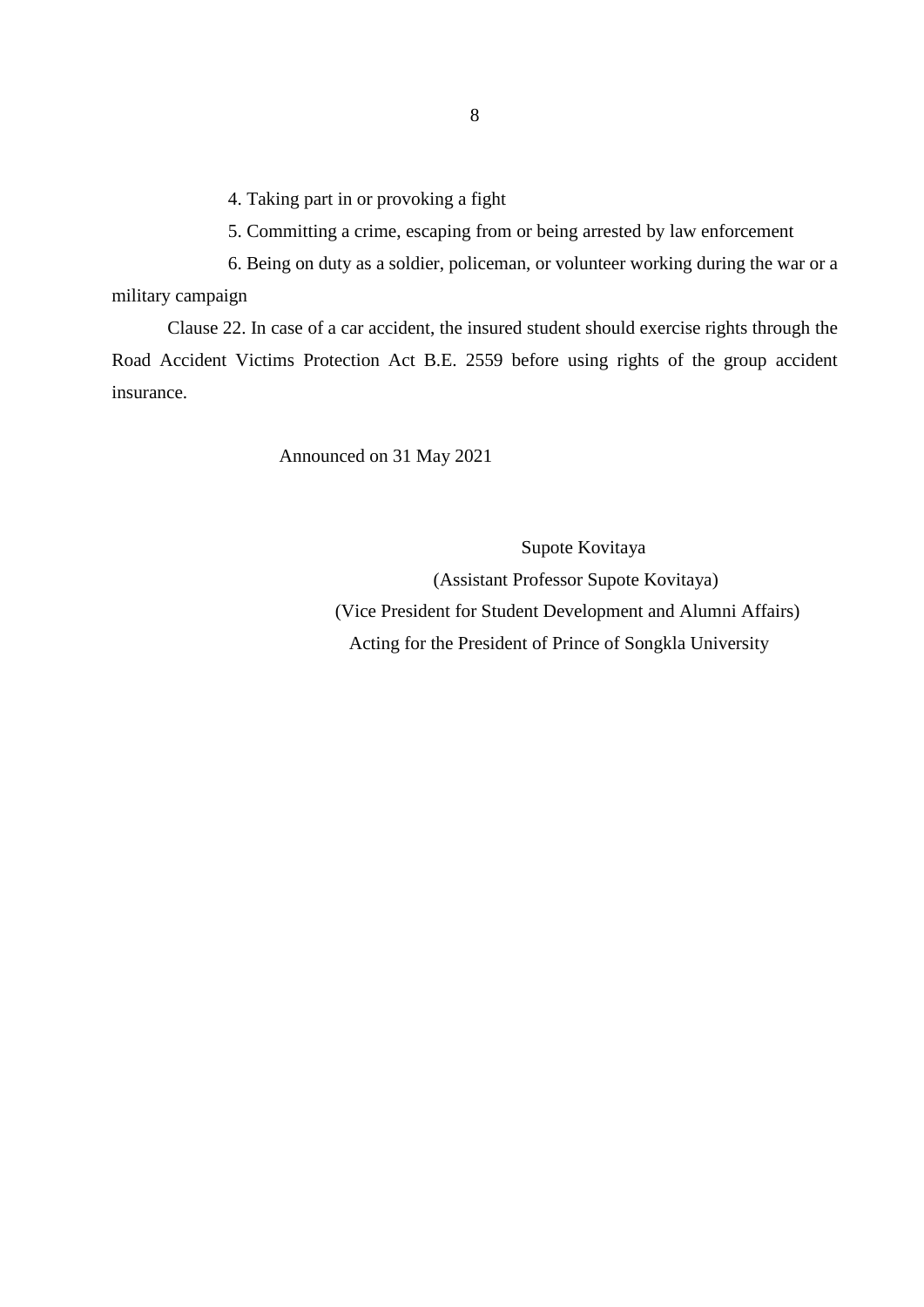4. Taking part in or provoking a fight

5. Committing a crime, escaping from or being arrested by law enforcement

6. Being on duty as a soldier, policeman, or volunteer working during the war or a military campaign

Clause 22. In case of a car accident, the insured student should exercise rights through the Road Accident Victims Protection Act B.E. 2559 before using rights of the group accident insurance.

Announced on 31 May 2021

Supote Kovitaya

(Assistant Professor Supote Kovitaya)

(Vice President for Student Development and Alumni Affairs)

Acting for the President of Prince of Songkla University